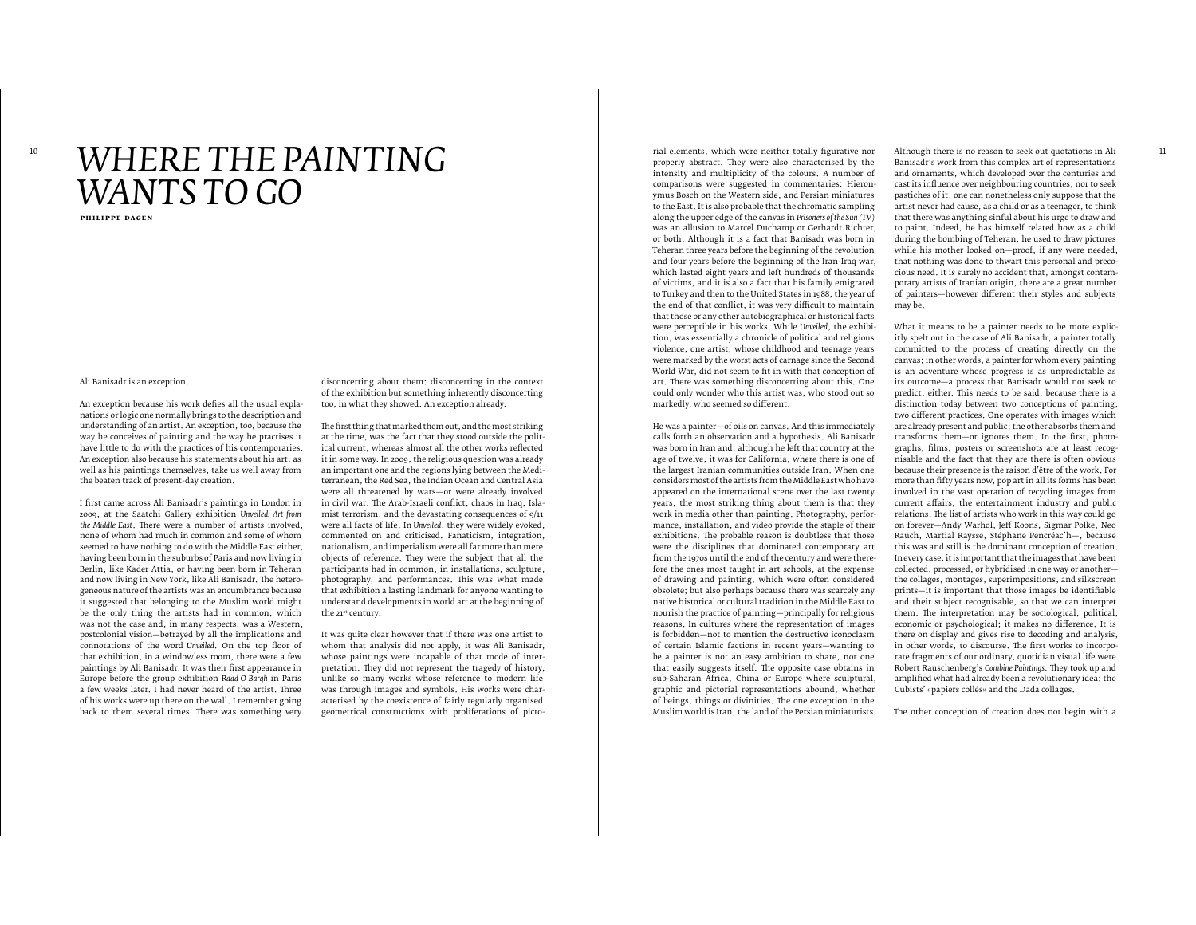# *WHERE THE PAINTING WANTS TO GO*

**PHILIPPE DAGEN**

Ali Banisadr is an exception.

An exception because his work defies all the usual explanations or logic one normally brings to the description and understanding of an artist. An exception, too, because the way he conceives of painting and the way he practises it have little to do with the practices of his contemporaries. An exception also because his statements about his art, as well as his paintings themselves, take us well away from the beaten track of present-day creation.

I first came across Ali Banisadr's paintings in London in 2009, at the Saatchi Gallery exhibition *Unveiled: Art from the Middle East*. There were a number of artists involved, none of whom had much in common and some of whom seemed to have nothing to do with the Middle East either, having been born in the suburbs of Paris and now living in Berlin, like Kader Attia, or having been born in Teheran and now living in New York, like Ali Banisadr. The heterogeneous nature of the artists was an encumbrance because it suggested that belonging to the Muslim world might be the only thing the artists had in common, which was not the case and, in many respects, was a Western, postcolonial vision—betrayed by all the implications and connotations of the word *Unveiled*. On the top floor of that exhibition, in a windowless room, there were a few paintings by Ali Banisadr. It was their first appearance in Europe before the group exhibition *Raad O Bargh* in Paris a few weeks later. I had never heard of the artist. Three of his works were up there on the wall. I remember going back to them several times. There was something very disconcerting about them: disconcerting in the context of the exhibition but something inherently disconcerting too, in what they showed. An exception already.

The first thing that marked them out, and the most striking at the time, was the fact that they stood outside the political current, whereas almost all the other works reflected it in some way. In 2009, the religious question was already an important one and the regions lying between the Mediterranean, the Red Sea, the Indian Ocean and Central Asia were all threatened by wars—or were already involved in civil war. The Arab-Israeli conflict, chaos in Iraq, Islamist terrorism, and the devastating consequences of 9/11 were all facts of life. In *Unveiled*, they were widely evoked, commented on and criticised. Fanaticism, integration, nationalism, and imperialism were all far more than mere objects of reference. They were the subject that all the participants had in common, in installations, sculpture, photography, and performances. This was what made that exhibition a lasting landmark for anyone wanting to understand developments in world art at the beginning of the 21st century.

It was quite clear however that if there was one artist to whom that analysis did not apply, it was Ali Banisadr, whose paintings were incapable of that mode of interpretation. They did not represent the tragedy of history, unlike so many works whose reference to modern life was through images and symbols. His works were characterised by the coexistence of fairly regularly organised geometrical constructions with proliferations of pictorial elements, which were neither totally figurative nor properly abstract. They were also characterised by the intensity and multiplicity of the colours. A number of comparisons were suggested in commentaries: Hieronymus Bosch on the Western side, and Persian miniatures to the East. It is also probable that the chromatic sampling along the upper edge of the canvas in *Prisoners of the Sun (TV)* was an allusion to Marcel Duchamp or Gerhardt Richter, or both. Although it is a fact that Banisadr was born in Teheran three years before the beginning of the revolution and four years before the beginning of the Iran-Iraq war, which lasted eight years and left hundreds of thousands of victims, and it is also a fact that his family emigrated to Turkey and then to the United States in 1988, the year of the end of that conflict, it was very difficult to maintain that those or any other autobiographical or historical facts were perceptible in his works. While *Unveiled*, the exhibition, was essentially a chronicle of political and religious violence, one artist, whose childhood and teenage years were marked by the worst acts of carnage since the Second World War, did not seem to fit in with that conception of art. There was something disconcerting about this. One could only wonder who this artist was, who stood out so markedly, who seemed so different.

He was a painter—of oils on canvas. And this immediately calls forth an observation and a hypothesis. Ali Banisadr was born in Iran and, although he left that country at the age of twelve, it was for California, where there is one of the largest Iranian communities outside Iran. When one considers most of the artists from the Middle East who have appeared on the international scene over the last twenty years, the most striking thing about them is that they work in media other than painting. Photography, performance, installation, and video provide the staple of their exhibitions. The probable reason is doubtless that those were the disciplines that dominated contemporary art from the 1970s until the end of the century and were therefore the ones most taught in art schools, at the expense of drawing and painting, which were often considered obsolete; but also perhaps because there was scarcely any native historical or cultural tradition in the Middle East to nourish the practice of painting—principally for religious reasons. In cultures where the representation of images is forbidden—not to mention the destructive iconoclasm of certain Islamic factions in recent years—wanting to be a painter is not an easy ambition to share, nor one that easily suggests itself. The opposite case obtains in sub-Saharan Africa, China or Europe where sculptural, graphic and pictorial representations abound, whether of beings, things or divinities. The one exception in the Muslim world is Iran, the land of the Persian miniaturists. Although there is no reason to seek out quotations in Ali Banisadr's work from this complex art of representations and ornaments, which developed over the centuries and cast its influence over neighbouring countries, nor to seek pastiches of it, one can nonetheless only suppose that the artist never had cause, as a child or as a teenager, to think that there was anything sinful about his urge to draw and to paint. Indeed, he has himself related how as a child during the bombing of Teheran, he used to draw pictures while his mother looked on—proof, if any were needed, that nothing was done to thwart this personal and precocious need. It is surely no accident that, amongst contemporary artists of Iranian origin, there are a great number of painters—however different their styles and subjects may be.

What it means to be a painter needs to be more explicitly spelt out in the case of Ali Banisadr, a painter totally committed to the process of creating directly on the canvas; in other words, a painter for whom every painting is an adventure whose progress is as unpredictable as its outcome—a process that Banisadr would not seek to predict, either. This needs to be said, because there is a distinction today between two conceptions of painting, two different practices. One operates with images which are already present and public; the other absorbs them and transforms them—or ignores them. In the first, photographs, films, posters or screenshots are at least recognisable and the fact that they are there is often obvious because their presence is the raison d'être of the work. For more than fifty years now, pop art in all its forms has been involved in the vast operation of recycling images from current affairs, the entertainment industry and public relations. The list of artists who work in this way could go on forever—Andy Warhol, Jeff Koons, Sigmar Polke, Neo Rauch, Martial Raysse, Stéphane Pencréac'h—, because this was and still is the dominant conception of creation. In every case, it is important that the images that have been collected, processed, or hybridised in one way or another—the collages, montages, superimpositions, and silkscreen prints—it is important that those images be identifiable and their subject recognisable, so that we can interpret them. The interpretation may be sociological, political, economic or psychological; it makes no difference. It is there on display and gives rise to decoding and analysis, in other words, to discourse. The first works to incorporate fragments of our ordinary, quotidian visual life were Robert Rauschenberg's *Combine Paintings*. They took up and amplified what had already been a revolutionary idea: the Cubists' «papiers collés» and the Dada collages.

The other conception of creation does not begin with a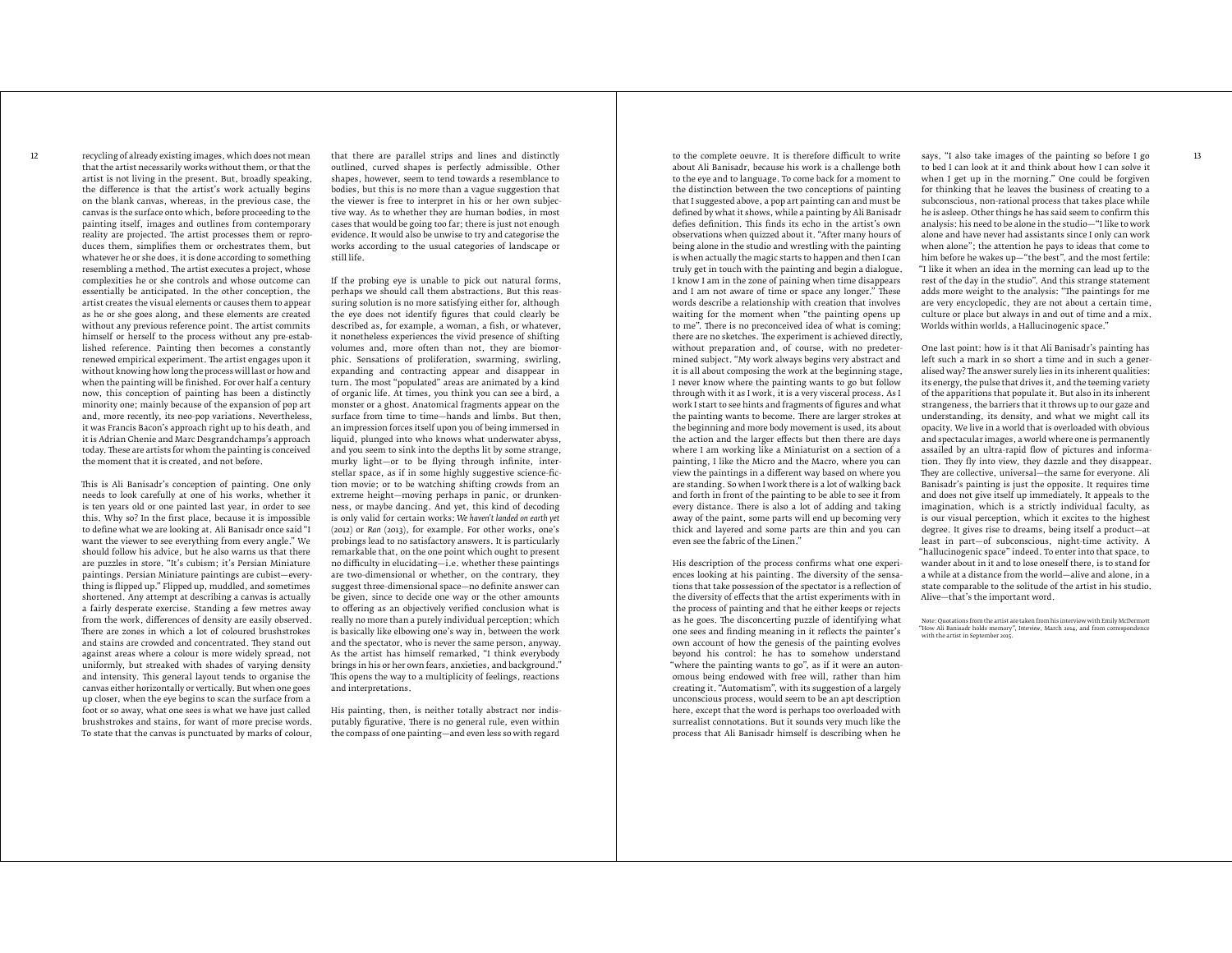recycling of already existing images, which does not mean that the artist necessarily works without them, or that the artist is not living in the present. But, broadly speaking, the difference is that the artist's work actually begins on the blank canvas, whereas, in the previous case, the canvas is the surface onto which, before proceeding to the painting itself, images and outlines from contemporary reality are projected. The artist processes them or reproduces them, simplifies them or orchestrates them, but whatever he or she does, it is done according to something resembling a method. The artist executes a project, whose complexities he or she controls and whose outcome can essentially be anticipated. In the other conception, the artist creates the visual elements or causes them to appear as he or she goes along, and these elements are created without any previous reference point. The artist commits himself or herself to the process without any pre-established reference. Painting then becomes a constantly renewed empirical experiment. The artist engages upon it without knowing how long the process will last or how and when the painting will be finished. For over half a century now, this conception of painting has been a distinctly minority one; mainly because of the expansion of pop art and, more recently, its neo-pop variations. Nevertheless, it was Francis Bacon's approach right up to his death, and it is Adrian Ghenie and Marc Desgrandchamps's approach today. These are artists for whom the painting is conceived the moment that it is created, and not before.

This is Ali Banisadr's conception of painting. One only needs to look carefully at one of his works, whether it is ten years old or one painted last year, in order to see this. Why so? In the first place, because it is impossible to define what we are looking at. Ali Banisadr once said "I want the viewer to see everything from every angle." We should follow his advice, but he also warns us that there are puzzles in store. "It's cubism; it's Persian Miniature paintings. Persian Miniature paintings are cubist—everything is flipped up." Flipped up, muddled, and sometimes shortened. Any attempt at describing a canvas is actually a fairly desperate exercise. Standing a few metres away from the work, differences of density are easily observed. There are zones in which a lot of coloured brushstrokes and stains are crowded and concentrated. They stand out against areas where a colour is more widely spread, not uniformly, but streaked with shades of varying density and intensity. This general layout tends to organise the canvas either horizontally or vertically. But when one goes up closer, when the eye begins to scan the surface from a foot or so away, what one sees is what we have just called brushstrokes and stains, for want of more precise words. To state that the canvas is punctuated by marks of colour, that there are parallel strips and lines and distinctly outlined, curved shapes is perfectly admissible. Other shapes, however, seem to tend towards a resemblance to bodies, but this is no more than a vague suggestion that the viewer is free to interpret in his or her own subjective way. As to whether they are human bodies, in most cases that would be going too far; there is just not enough evidence. It would also be unwise to try and categorise the works according to the usual categories of landscape or still life.

If the probing eye is unable to pick out natural forms, perhaps we should call them abstractions. But this reassuring solution is no more satisfying either for, although the eye does not identify figures that could clearly be described as, for example, a woman, a fish, or whatever, it nonetheless experiences the vivid presence of shifting volumes and, more often than not, they are biomorphic. Sensations of proliferation, swarming, swirling, expanding and contracting appear and disappear in turn. The most "populated" areas are animated by a kind of organic life. At times, you think you can see a bird, a monster or a ghost. Anatomical fragments appear on the surface from time to time—hands and limbs. But then, an impression forces itself upon you of being immersed in liquid, plunged into who knows what underwater abyss, and you seem to sink into the depths lit by some strange, murky light—or to be flying through infinite, interstellar space, as if in some highly suggestive science-fiction movie; or to be watching shifting crowds from an extreme height—moving perhaps in panic, or drunkenness, or maybe dancing. And yet, this kind of decoding is only valid for certain works: *We haven't landed on earth yet* (2012) or *Ran* (2013), for example. For other works, one's probings lead to no satisfactory answers. It is particularly remarkable that, on the one point which ought to present no difficulty in elucidating—i.e. whether these paintings are two-dimensional or whether, on the contrary, they suggest three-dimensional space—no definite answer can be given, since to decide one way or the other amounts to offering as an objectively verified conclusion what is really no more than a purely individual perception; which is basically like elbowing one's way in, between the work and the spectator, who is never the same person, anyway. As the artist has himself remarked, "I think everybody brings in his or her own fears, anxieties, and background." This opens the way to a multiplicity of feelings, reactions and interpretations.

His painting, then, is neither totally abstract nor indisputably figurative. There is no general rule, even within the compass of one painting—and even less so with regard to the complete oeuvre. It is therefore difficult to write about Ali Banisadr, because his work is a challenge both to the eye and to language. To come back for a moment to the distinction between the two conceptions of painting that I suggested above, a pop art painting can and must be defined by what it shows, while a painting by Ali Banisadr defies definition. This finds its echo in the artist's own observations when quizzed about it. "After many hours of being alone in the studio and wrestling with the painting is when actually the magic starts to happen and then I can truly get in touch with the painting and begin a dialogue. I know I am in the zone of paining when time disappears and I am not aware of time or space any longer." These words describe a relationship with creation that involves waiting for the moment when "the painting opens up to me". There is no preconceived idea of what is coming; there are no sketches. The experiment is achieved directly, without preparation and, of course, with no predetermined subject. "My work always begins very abstract and it is all about composing the work at the beginning stage, I never know where the painting wants to go but follow through with it as I work, it is a very visceral process. As I work I start to see hints and fragments of figures and what the painting wants to become. There are larger strokes at the beginning and more body movement is used, its about the action and the larger effects but then there are days where I am working like a Miniaturist on a section of a painting, I like the Micro and the Macro, where you can view the paintings in a different way based on where you are standing. So when I work there is a lot of walking back and forth in front of the painting to be able to see it from every distance. There is also a lot of adding and taking away of the paint, some parts will end up becoming very thick and layered and some parts are thin and you can even see the fabric of the Linen."

His description of the process confirms what one experiences looking at his painting. The diversity of the sensations that take possession of the spectator is a reflection of the diversity of effects that the artist experiments with in the process of painting and that he either keeps or rejects as he goes. The disconcerting puzzle of identifying what one sees and finding meaning in it reflects the painter's own account of how the genesis of the painting evolves beyond his control: he has to somehow understand "where the painting wants to go", as if it were an autonomous being endowed with free will, rather than him creating it. "Automatism", with its suggestion of a largely unconscious process, would seem to be an apt description here, except that the word is perhaps too overloaded with surrealist connotations. But it sounds very much like the process that Ali Banisadr himself is describing when he says, "I also take images of the painting so before I go to bed I can look at it and think about how I can solve it when I get up in the morning." One could be forgiven for thinking that he leaves the business of creating to a subconscious, non-rational process that takes place while he is asleep. Other things he has said seem to confirm this analysis: his need to be alone in the studio—"I like to work alone and have never had assistants since I only can work when alone"; the attention he pays to ideas that come to him before he wakes up—"the best", and the most fertile: "I like it when an idea in the morning can lead up to the rest of the day in the studio". And this strange statement adds more weight to the analysis: "The paintings for me are very encyclopedic, they are not about a certain time, culture or place but always in and out of time and a mix. Worlds within worlds, a Hallucinogenic space."

One last point: how is it that Ali Banisadr's painting has left such a mark in so short a time and in such a generalised way? The answer surely lies in its inherent qualities: its energy, the pulse that drives it, and the teeming variety of the apparitions that populate it. But also in its inherent strangeness, the barriers that it throws up to our gaze and understanding, its density, and what we might call its opacity. We live in a world that is overloaded with obvious and spectacular images, a world where one is permanently assailed by an ultra-rapid flow of pictures and information. They fly into view, they dazzle and they disappear. They are collective, universal—the same for everyone. Ali Banisadr's painting is just the opposite. It requires time and does not give itself up immediately. It appeals to the imagination, which is a strictly individual faculty, as is our visual perception, which it excites to the highest degree. It gives rise to dreams, being itself a product—at least in part—of subconscious, night-time activity. A "hallucinogenic space" indeed. To enter into that space, to wander about in it and to lose oneself there, is to stand for a while at a distance from the world—alive and alone, in a state comparable to the solitude of the artist in his studio. Alive—that's the important word.

*Note:* Quotations from the artist are taken from his interview with Emily McDermott "How Ali Banisadr holds memory", *Interview*, March 2014, and from correspondence with the artist in September 2015.